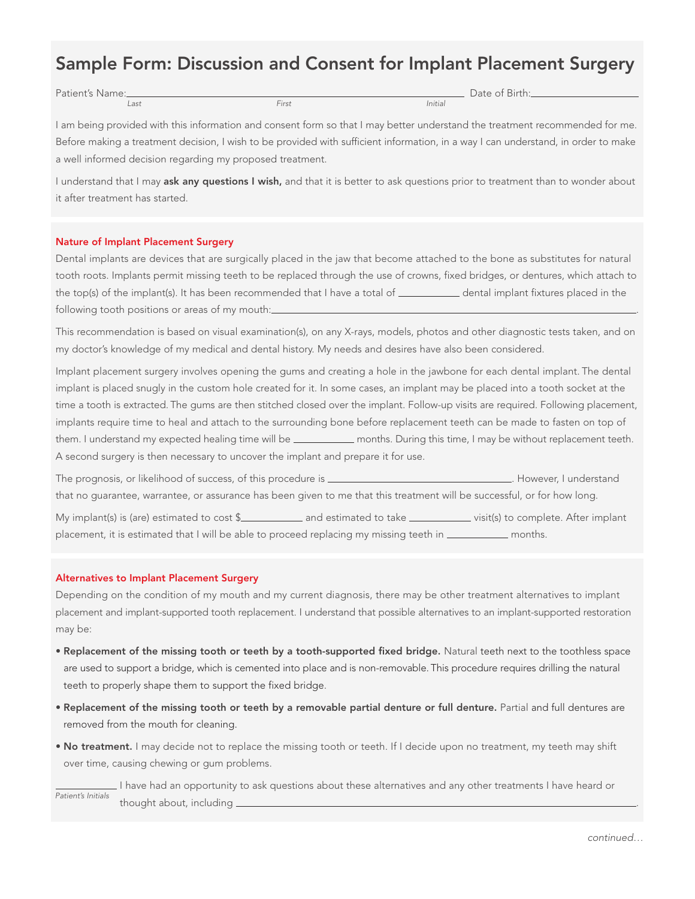# Sample Form: Discussion and Consent for Implant Placement Surgery

Patient's Name:\_\_\_\_\_\_\_\_\_\_\_\_\_\_\_\_\_\_\_\_\_\_\_\_\_\_\_\_\_\_\_\_\_\_\_\_\_\_\_\_\_\_\_\_\_\_\_\_ Date of Birth:\_\_\_\_\_\_\_\_\_\_\_\_\_\_\_\_\_\_
*Last* *First* *Initial*

I am being provided with this information and consent form so that I may better understand the treatment recommended for me. Before making a treatment decision, I wish to be provided with sufficient information, in a way I can understand, in order to make a well informed decision regarding my proposed treatment.

I understand that I may **ask any questions I wish,** and that it is better to ask questions prior to treatment than to wonder about it after treatment has started.

## Nature of Implant Placement Surgery

Dental implants are devices that are surgically placed in the jaw that become attached to the bone as substitutes for natural tooth roots. Implants permit missing teeth to be replaced through the use of crowns, fixed bridges, or dentures, which attach to the top(s) of the implant(s). It has been recommended that I have a total of \_\_\_\_\_\_\_\_\_\_ dental implant fixtures placed in the following tooth positions or areas of my mouth:\_\_\_\_\_\_\_\_\_\_\_\_\_\_\_\_\_\_\_\_\_\_\_\_\_\_\_\_\_\_\_\_\_\_\_\_\_\_\_\_\_\_\_\_\_\_\_\_\_\_\_\_\_\_.

This recommendation is based on visual examination(s), on any X-rays, models, photos and other diagnostic tests taken, and on my doctor's knowledge of my medical and dental history. My needs and desires have also been considered.

Implant placement surgery involves opening the gums and creating a hole in the jawbone for each dental implant. The dental implant is placed snugly in the custom hole created for it. In some cases, an implant may be placed into a tooth socket at the time a tooth is extracted. The gums are then stitched closed over the implant. Follow-up visits are required. Following placement, implants require time to heal and attach to the surrounding bone before replacement teeth can be made to fasten on top of them. I understand my expected healing time will be \_\_\_\_\_\_\_\_\_\_ months. During this time, I may be without replacement teeth. A second surgery is then necessary to uncover the implant and prepare it for use.

The prognosis, or likelihood of success, of this procedure is \_\_\_\_\_\_\_\_\_\_\_\_\_\_\_\_\_\_\_\_\_\_\_\_\_\_\_\_\_\_\_\_\_\_. However, I understand that no guarantee, warrantee, or assurance has been given to me that this treatment will be successful, or for how long.

My implant(s) is (are) estimated to cost $\_\_\_\_\_\_\_\_\_\_ and estimated to take \_\_\_\_\_\_\_\_\_\_ visit(s) to complete. After implant placement, it is estimated that I will be able to proceed replacing my missing teeth in \_\_\_\_\_\_\_\_\_\_ months.

## Alternatives to Implant Placement Surgery

Depending on the condition of my mouth and my current diagnosis, there may be other treatment alternatives to implant placement and implant-supported tooth replacement. I understand that possible alternatives to an implant-supported restoration may be:

- **Replacement of the missing tooth or teeth by a tooth-supported fixed bridge.** Natural teeth next to the toothless space are used to support a bridge, which is cemented into place and is non-removable. This procedure requires drilling the natural teeth to properly shape them to support the fixed bridge.
- **Replacement of the missing tooth or teeth by a removable partial denture or full denture.** Partial and full dentures are removed from the mouth for cleaning.
- **No treatment.** I may decide not to replace the missing tooth or teeth. If I decide upon no treatment, my teeth may shift over time, causing chewing or gum problems.

\_\_\_\_\_\_\_\_\_\_ I have had an opportunity to ask questions about these alternatives and any other treatments I have heard or thought about, including \_\_\_\_\_\_\_\_\_\_\_\_\_\_\_\_\_\_\_\_\_\_\_\_\_\_\_\_\_\_\_\_\_\_\_\_\_\_\_\_\_\_\_\_\_\_\_\_\_\_\_\_\_\_.
*Patient's Initials*

*continued…*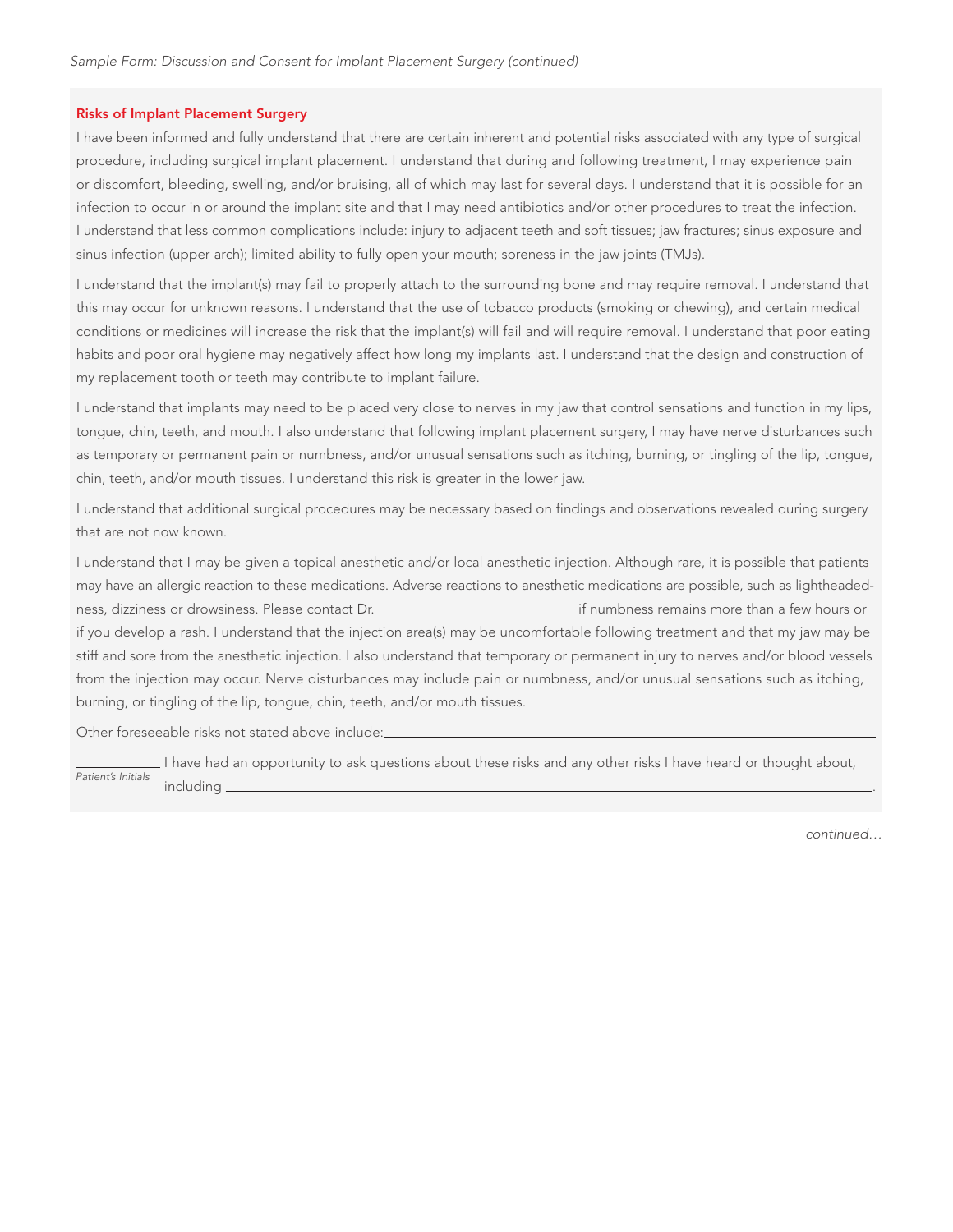## Risks of Implant Placement Surgery

I have been informed and fully understand that there are certain inherent and potential risks associated with any type of surgical procedure, including surgical implant placement. I understand that during and following treatment, I may experience pain or discomfort, bleeding, swelling, and/or bruising, all of which may last for several days. I understand that it is possible for an infection to occur in or around the implant site and that I may need antibiotics and/or other procedures to treat the infection. I understand that less common complications include: injury to adjacent teeth and soft tissues; jaw fractures; sinus exposure and sinus infection (upper arch); limited ability to fully open your mouth; soreness in the jaw joints (TMJs).

I understand that the implant(s) may fail to properly attach to the surrounding bone and may require removal. I understand that this may occur for unknown reasons. I understand that the use of tobacco products (smoking or chewing), and certain medical conditions or medicines will increase the risk that the implant(s) will fail and will require removal. I understand that poor eating habits and poor oral hygiene may negatively affect how long my implants last. I understand that the design and construction of my replacement tooth or teeth may contribute to implant failure.

I understand that implants may need to be placed very close to nerves in my jaw that control sensations and function in my lips, tongue, chin, teeth, and mouth. I also understand that following implant placement surgery, I may have nerve disturbances such as temporary or permanent pain or numbness, and/or unusual sensations such as itching, burning, or tingling of the lip, tongue, chin, teeth, and/or mouth tissues. I understand this risk is greater in the lower jaw.

I understand that additional surgical procedures may be necessary based on findings and observations revealed during surgery that are not now known.

I understand that I may be given a topical anesthetic and/or local anesthetic injection. Although rare, it is possible that patients may have an allergic reaction to these medications. Adverse reactions to anesthetic medications are possible, such as lightheadedness, dizziness or drowsiness. Please contact Dr. ____________________ if numbness remains more than a few hours or if you develop a rash. I understand that the injection area(s) may be uncomfortable following treatment and that my jaw may be stiff and sore from the anesthetic injection. I also understand that temporary or permanent injury to nerves and/or blood vessels from the injection may occur. Nerve disturbances may include pain or numbness, and/or unusual sensations such as itching, burning, or tingling of the lip, tongue, chin, teeth, and/or mouth tissues.

Other foreseeable risks not stated above include:____________________________________________

__________ I have had an opportunity to ask questions about these risks and any other risks I have heard or thought about,
*Patient's Initials* including ____________________________________________.

*continued…*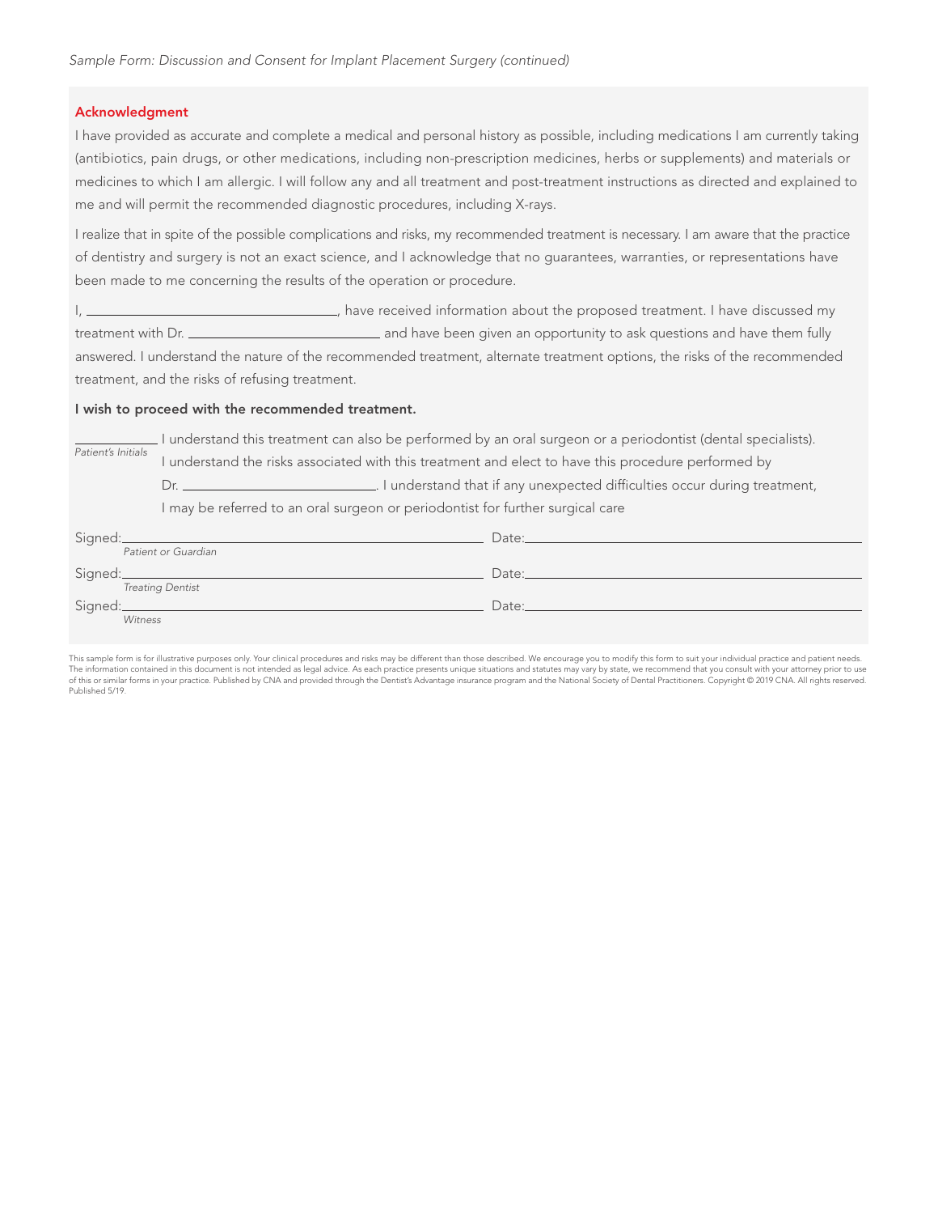## Acknowledgment

I have provided as accurate and complete a medical and personal history as possible, including medications I am currently taking (antibiotics, pain drugs, or other medications, including non-prescription medicines, herbs or supplements) and materials or medicines to which I am allergic. I will follow any and all treatment and post-treatment instructions as directed and explained to me and will permit the recommended diagnostic procedures, including X-rays.

I realize that in spite of the possible complications and risks, my recommended treatment is necessary. I am aware that the practice of dentistry and surgery is not an exact science, and I acknowledge that no guarantees, warranties, or representations have been made to me concerning the results of the operation or procedure.

I, ________________________________, have received information about the proposed treatment. I have discussed my treatment with Dr. ________________________ and have been given an opportunity to ask questions and have them fully answered. I understand the nature of the recommended treatment, alternate treatment options, the risks of the recommended treatment, and the risks of refusing treatment.

**I wish to proceed with the recommended treatment.**

__________ I understand this treatment can also be performed by an oral surgeon or a periodontist (dental specialists).
*Patient's Initials*
I understand the risks associated with this treatment and elect to have this procedure performed by Dr. ________________________. I understand that if any unexpected difficulties occur during treatment, I may be referred to an oral surgeon or periodontist for further surgical care

Signed:______________________________________________ Date:______________________________________________
*Patient or Guardian*

Signed:______________________________________________ Date:______________________________________________
*Treating Dentist*

Signed:______________________________________________ Date:______________________________________________
*Witness*

This sample form is for illustrative purposes only. Your clinical procedures and risks may be different than those described. We encourage you to modify this form to suit your individual practice and patient needs. The information contained in this document is not intended as legal advice. As each practice presents unique situations and statutes may vary by state, we recommend that you consult with your attorney prior to use of this or similar forms in your practice. Published by CNA and provided through the Dentist's Advantage insurance program and the National Society of Dental Practitioners. Copyright © 2019 CNA. All rights reserved. Published 5/19.